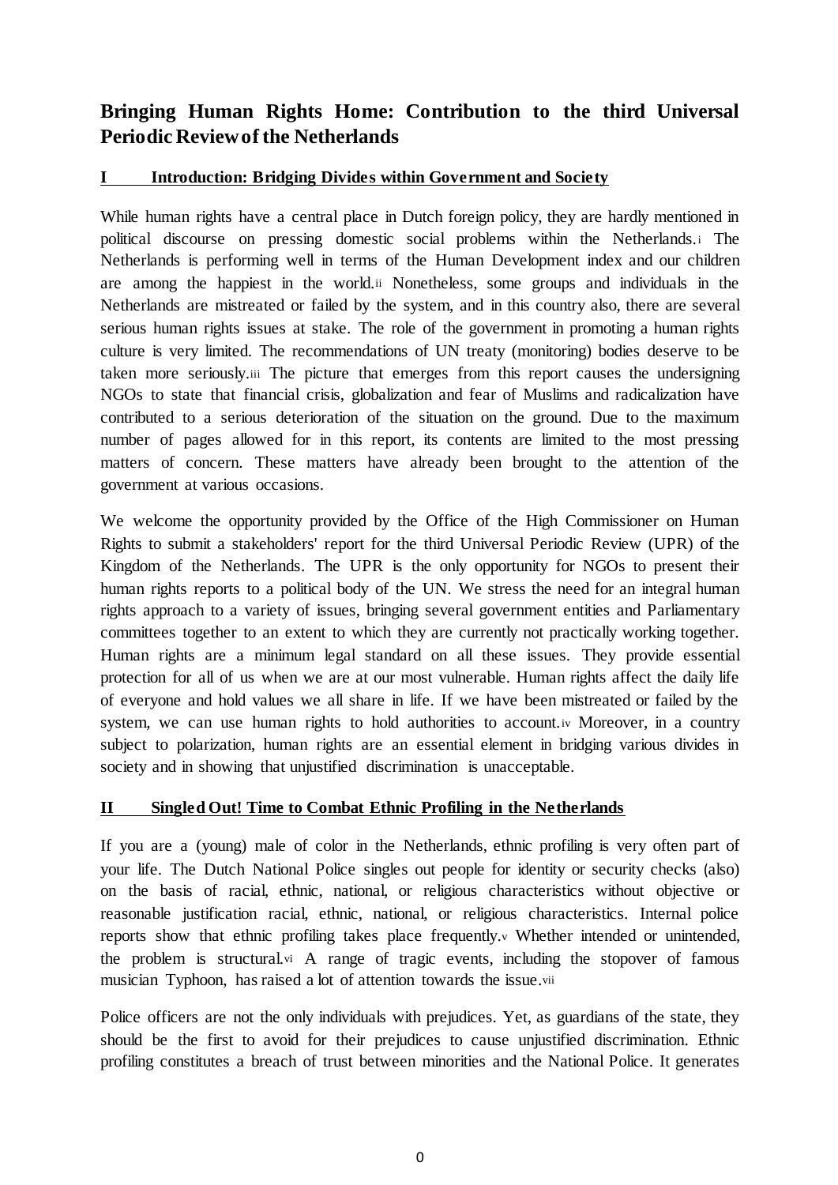# Bringing Human Rights Home: Contribution to the third Universal Periodic Review of the Netherlands

## I Introduction: Bridging Divides within Government and Society

While human rights have a central place in Dutch foreign policy, they are hardly mentioned in political discourse on pressing domestic social problems within the Netherlands.[i] The Netherlands is performing well in terms of the Human Development index and our children are among the happiest in the world.[ii] Nonetheless, some groups and individuals in the Netherlands are mistreated or failed by the system, and in this country also, there are several serious human rights issues at stake. The role of the government in promoting a human rights culture is very limited. The recommendations of UN treaty (monitoring) bodies deserve to be taken more seriously.[iii] The picture that emerges from this report causes the undersigning NGOs to state that financial crisis, globalization and fear of Muslims and radicalization have contributed to a serious deterioration of the situation on the ground. Due to the maximum number of pages allowed for in this report, its contents are limited to the most pressing matters of concern. These matters have already been brought to the attention of the government at various occasions.

We welcome the opportunity provided by the Office of the High Commissioner on Human Rights to submit a stakeholders' report for the third Universal Periodic Review (UPR) of the Kingdom of the Netherlands. The UPR is the only opportunity for NGOs to present their human rights reports to a political body of the UN. We stress the need for an integral human rights approach to a variety of issues, bringing several government entities and Parliamentary committees together to an extent to which they are currently not practically working together. Human rights are a minimum legal standard on all these issues. They provide essential protection for all of us when we are at our most vulnerable. Human rights affect the daily life of everyone and hold values we all share in life. If we have been mistreated or failed by the system, we can use human rights to hold authorities to account.[iv] Moreover, in a country subject to polarization, human rights are an essential element in bridging various divides in society and in showing that unjustified discrimination is unacceptable.

## II Singled Out! Time to Combat Ethnic Profiling in the Netherlands

If you are a (young) male of color in the Netherlands, ethnic profiling is very often part of your life. The Dutch National Police singles out people for identity or security checks (also) on the basis of racial, ethnic, national, or religious characteristics without objective or reasonable justification racial, ethnic, national, or religious characteristics. Internal police reports show that ethnic profiling takes place frequently.[v] Whether intended or unintended, the problem is structural.[vi] A range of tragic events, including the stopover of famous musician Typhoon, has raised a lot of attention towards the issue.[vii]

Police officers are not the only individuals with prejudices. Yet, as guardians of the state, they should be the first to avoid for their prejudices to cause unjustified discrimination. Ethnic profiling constitutes a breach of trust between minorities and the National Police. It generates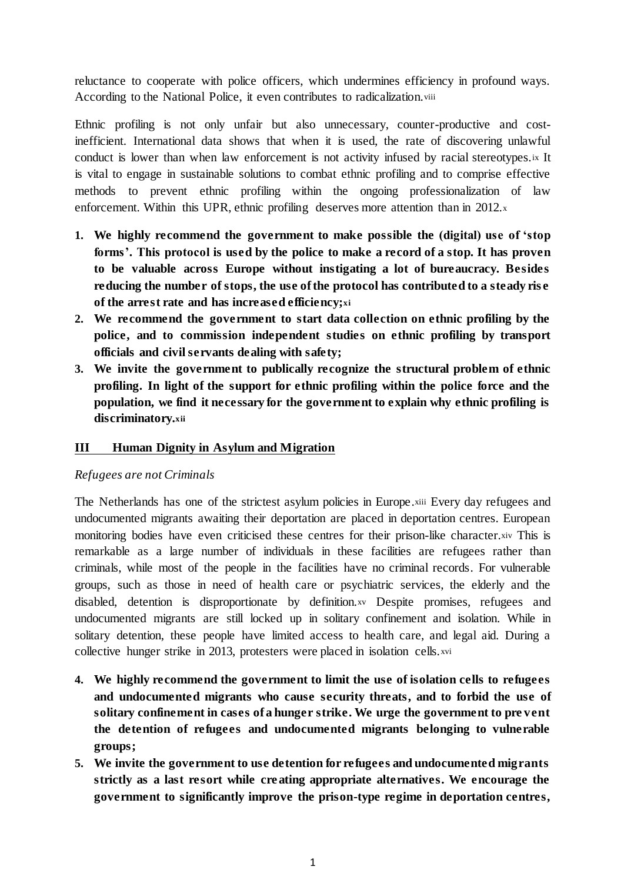reluctance to cooperate with police officers, which undermines efficiency in profound ways. According to the National Police, it even contributes to radicalization.[viii]

Ethnic profiling is not only unfair but also unnecessary, counter-productive and cost-inefficient. International data shows that when it is used, the rate of discovering unlawful conduct is lower than when law enforcement is not activity infused by racial stereotypes.[ix] It is vital to engage in sustainable solutions to combat ethnic profiling and to comprise effective methods to prevent ethnic profiling within the ongoing professionalization of law enforcement. Within this UPR, ethnic profiling deserves more attention than in 2012.[x]

1. **We highly recommend the government to make possible the (digital) use of 'stop forms'. This protocol is used by the police to make a record of a stop. It has proven to be valuable across Europe without instigating a lot of bureaucracy. Besides reducing the number of stops, the use of the protocol has contributed to a steady rise of the arrest rate and has increased efficiency;[xi]**
2. **We recommend the government to start data collection on ethnic profiling by the police, and to commission independent studies on ethnic profiling by transport officials and civil servants dealing with safety;**
3. **We invite the government to publically recognize the structural problem of ethnic profiling. In light of the support for ethnic profiling within the police force and the population, we find it necessary for the government to explain why ethnic profiling is discriminatory.[xii]**

## III Human Dignity in Asylum and Migration

*Refugees are not Criminals*

The Netherlands has one of the strictest asylum policies in Europe.[xiii] Every day refugees and undocumented migrants awaiting their deportation are placed in deportation centres. European monitoring bodies have even criticised these centres for their prison-like character.[xiv] This is remarkable as a large number of individuals in these facilities are refugees rather than criminals, while most of the people in the facilities have no criminal records. For vulnerable groups, such as those in need of health care or psychiatric services, the elderly and the disabled, detention is disproportionate by definition.[xv] Despite promises, refugees and undocumented migrants are still locked up in solitary confinement and isolation. While in solitary detention, these people have limited access to health care, and legal aid. During a collective hunger strike in 2013, protesters were placed in isolation cells.[xvi]

4. **We highly recommend the government to limit the use of isolation cells to refugees and undocumented migrants who cause security threats, and to forbid the use of solitary confinement in cases of a hunger strike. We urge the government to prevent the detention of refugees and undocumented migrants belonging to vulnerable groups;**
5. **We invite the government to use detention for refugees and undocumented migrants strictly as a last resort while creating appropriate alternatives. We encourage the government to significantly improve the prison-type regime in deportation centres,**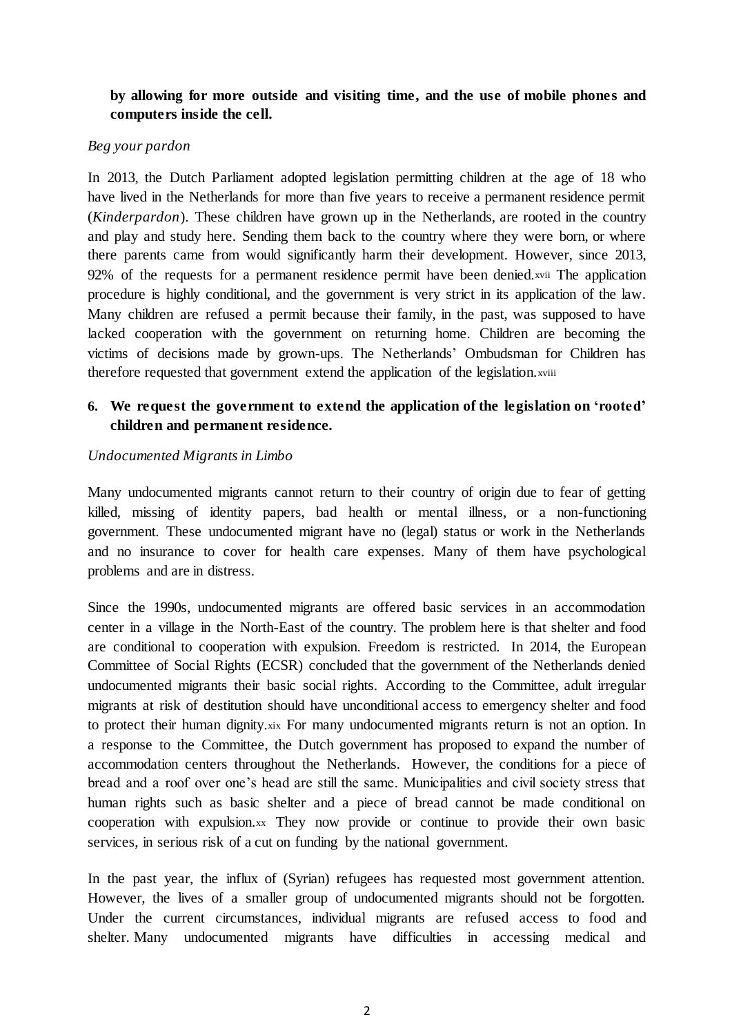**by allowing for more outside and visiting time, and the use of mobile phones and computers inside the cell.**

*Beg your pardon*

In 2013, the Dutch Parliament adopted legislation permitting children at the age of 18 who have lived in the Netherlands for more than five years to receive a permanent residence permit (*Kinderpardon*). These children have grown up in the Netherlands, are rooted in the country and play and study here. Sending them back to the country where they were born, or where there parents came from would significantly harm their development. However, since 2013, 92% of the requests for a permanent residence permit have been denied.[xvii] The application procedure is highly conditional, and the government is very strict in its application of the law. Many children are refused a permit because their family, in the past, was supposed to have lacked cooperation with the government on returning home. Children are becoming the victims of decisions made by grown-ups. The Netherlands' Ombudsman for Children has therefore requested that government extend the application of the legislation.[xviii]

6. **We request the government to extend the application of the legislation on 'rooted' children and permanent residence.**

*Undocumented Migrants in Limbo*

Many undocumented migrants cannot return to their country of origin due to fear of getting killed, missing of identity papers, bad health or mental illness, or a non-functioning government. These undocumented migrant have no (legal) status or work in the Netherlands and no insurance to cover for health care expenses. Many of them have psychological problems and are in distress.

Since the 1990s, undocumented migrants are offered basic services in an accommodation center in a village in the North-East of the country. The problem here is that shelter and food are conditional to cooperation with expulsion. Freedom is restricted. In 2014, the European Committee of Social Rights (ECSR) concluded that the government of the Netherlands denied undocumented migrants their basic social rights. According to the Committee, adult irregular migrants at risk of destitution should have unconditional access to emergency shelter and food to protect their human dignity.[xix] For many undocumented migrants return is not an option. In a response to the Committee, the Dutch government has proposed to expand the number of accommodation centers throughout the Netherlands. However, the conditions for a piece of bread and a roof over one's head are still the same. Municipalities and civil society stress that human rights such as basic shelter and a piece of bread cannot be made conditional on cooperation with expulsion.[xx] They now provide or continue to provide their own basic services, in serious risk of a cut on funding by the national government.

In the past year, the influx of (Syrian) refugees has requested most government attention. However, the lives of a smaller group of undocumented migrants should not be forgotten. Under the current circumstances, individual migrants are refused access to food and shelter. Many undocumented migrants have difficulties in accessing medical and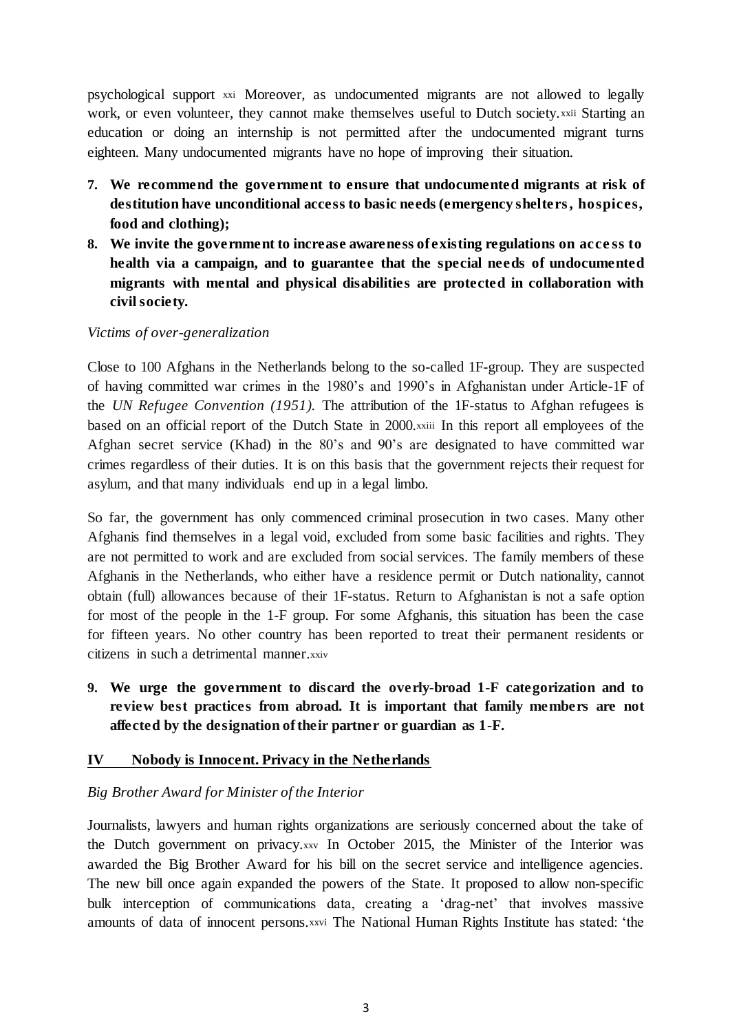psychological support [xxi] Moreover, as undocumented migrants are not allowed to legally work, or even volunteer, they cannot make themselves useful to Dutch society.[xxii] Starting an education or doing an internship is not permitted after the undocumented migrant turns eighteen. Many undocumented migrants have no hope of improving their situation.

7. **We recommend the government to ensure that undocumented migrants at risk of destitution have unconditional access to basic needs (emergency shelters, hospices, food and clothing);**
8. **We invite the government to increase awareness of existing regulations on access to health via a campaign, and to guarantee that the special needs of undocumented migrants with mental and physical disabilities are protected in collaboration with civil society.**

*Victims of over-generalization*

Close to 100 Afghans in the Netherlands belong to the so-called 1F-group. They are suspected of having committed war crimes in the 1980's and 1990's in Afghanistan under Article-1F of the *UN Refugee Convention (1951).* The attribution of the 1F-status to Afghan refugees is based on an official report of the Dutch State in 2000.[xxiii] In this report all employees of the Afghan secret service (Khad) in the 80's and 90's are designated to have committed war crimes regardless of their duties. It is on this basis that the government rejects their request for asylum, and that many individuals end up in a legal limbo.

So far, the government has only commenced criminal prosecution in two cases. Many other Afghanis find themselves in a legal void, excluded from some basic facilities and rights. They are not permitted to work and are excluded from social services. The family members of these Afghanis in the Netherlands, who either have a residence permit or Dutch nationality, cannot obtain (full) allowances because of their 1F-status. Return to Afghanistan is not a safe option for most of the people in the 1-F group. For some Afghanis, this situation has been the case for fifteen years. No other country has been reported to treat their permanent residents or citizens in such a detrimental manner.[xxiv]

9. **We urge the government to discard the overly-broad 1-F categorization and to review best practices from abroad. It is important that family members are not affected by the designation of their partner or guardian as 1-F.**

## IV Nobody is Innocent. Privacy in the Netherlands

*Big Brother Award for Minister of the Interior*

Journalists, lawyers and human rights organizations are seriously concerned about the take of the Dutch government on privacy.[xxv] In October 2015, the Minister of the Interior was awarded the Big Brother Award for his bill on the secret service and intelligence agencies. The new bill once again expanded the powers of the State. It proposed to allow non-specific bulk interception of communications data, creating a 'drag-net' that involves massive amounts of data of innocent persons.[xxvi] The National Human Rights Institute has stated: 'the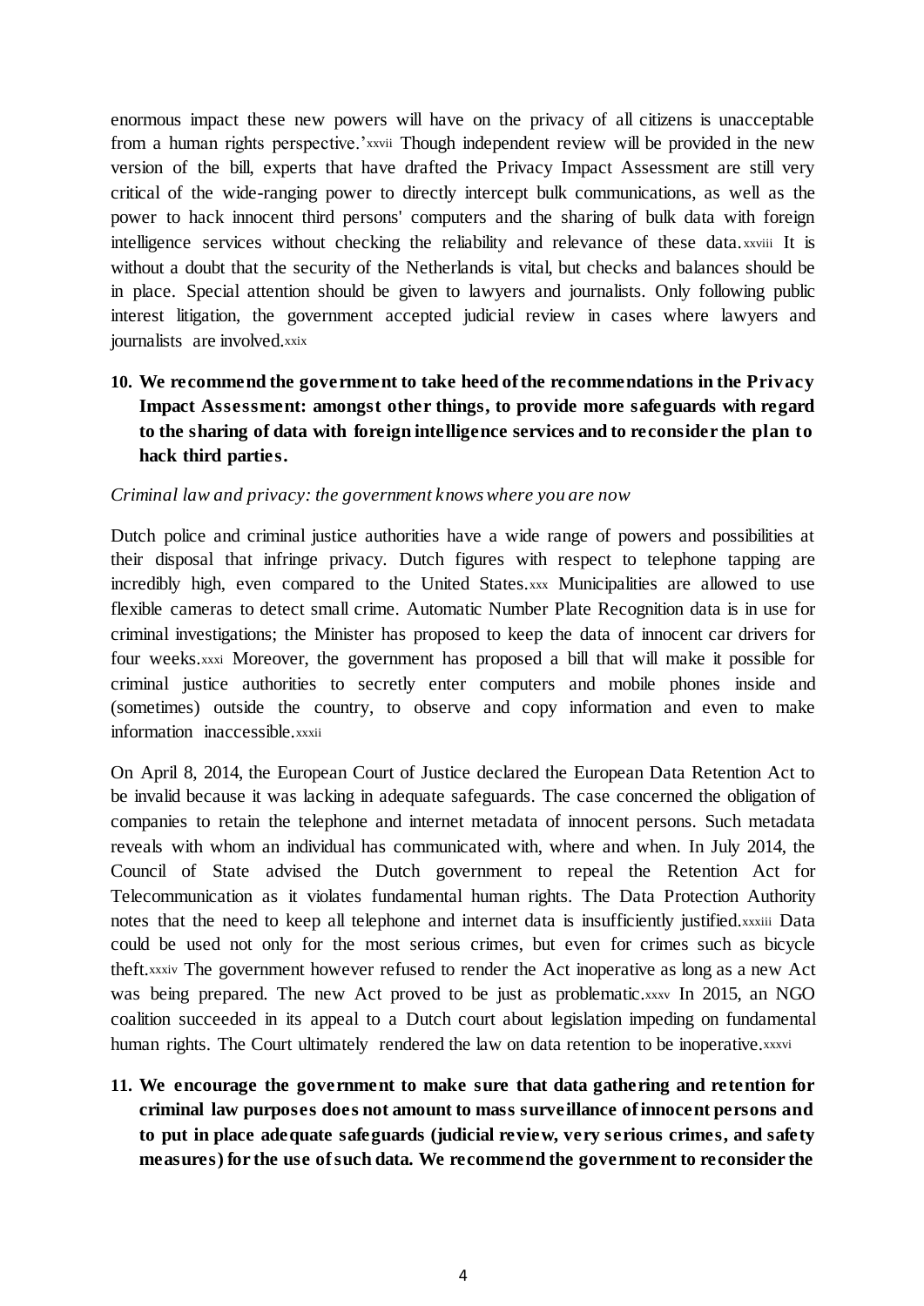enormous impact these new powers will have on the privacy of all citizens is unacceptable from a human rights perspective.'[xxvii] Though independent review will be provided in the new version of the bill, experts that have drafted the Privacy Impact Assessment are still very critical of the wide-ranging power to directly intercept bulk communications, as well as the power to hack innocent third persons' computers and the sharing of bulk data with foreign intelligence services without checking the reliability and relevance of these data.[xxviii] It is without a doubt that the security of the Netherlands is vital, but checks and balances should be in place. Special attention should be given to lawyers and journalists. Only following public interest litigation, the government accepted judicial review in cases where lawyers and journalists are involved.[xxix]

10. **We recommend the government to take heed of the recommendations in the Privacy Impact Assessment: amongst other things, to provide more safeguards with regard to the sharing of data with foreign intelligence services and to reconsider the plan to hack third parties.**

*Criminal law and privacy: the government knows where you are now*

Dutch police and criminal justice authorities have a wide range of powers and possibilities at their disposal that infringe privacy. Dutch figures with respect to telephone tapping are incredibly high, even compared to the United States.[xxx] Municipalities are allowed to use flexible cameras to detect small crime. Automatic Number Plate Recognition data is in use for criminal investigations; the Minister has proposed to keep the data of innocent car drivers for four weeks.[xxxi] Moreover, the government has proposed a bill that will make it possible for criminal justice authorities to secretly enter computers and mobile phones inside and (sometimes) outside the country, to observe and copy information and even to make information inaccessible.[xxxii]

On April 8, 2014, the European Court of Justice declared the European Data Retention Act to be invalid because it was lacking in adequate safeguards. The case concerned the obligation of companies to retain the telephone and internet metadata of innocent persons. Such metadata reveals with whom an individual has communicated with, where and when. In July 2014, the Council of State advised the Dutch government to repeal the Retention Act for Telecommunication as it violates fundamental human rights. The Data Protection Authority notes that the need to keep all telephone and internet data is insufficiently justified.[xxxiii] Data could be used not only for the most serious crimes, but even for crimes such as bicycle theft.[xxxiv] The government however refused to render the Act inoperative as long as a new Act was being prepared. The new Act proved to be just as problematic.[xxxv] In 2015, an NGO coalition succeeded in its appeal to a Dutch court about legislation impeding on fundamental human rights. The Court ultimately rendered the law on data retention to be inoperative.[xxxvi]

11. **We encourage the government to make sure that data gathering and retention for criminal law purposes does not amount to mass surveillance of innocent persons and to put in place adequate safeguards (judicial review, very serious crimes, and safety measures) for the use of such data. We recommend the government to reconsider the**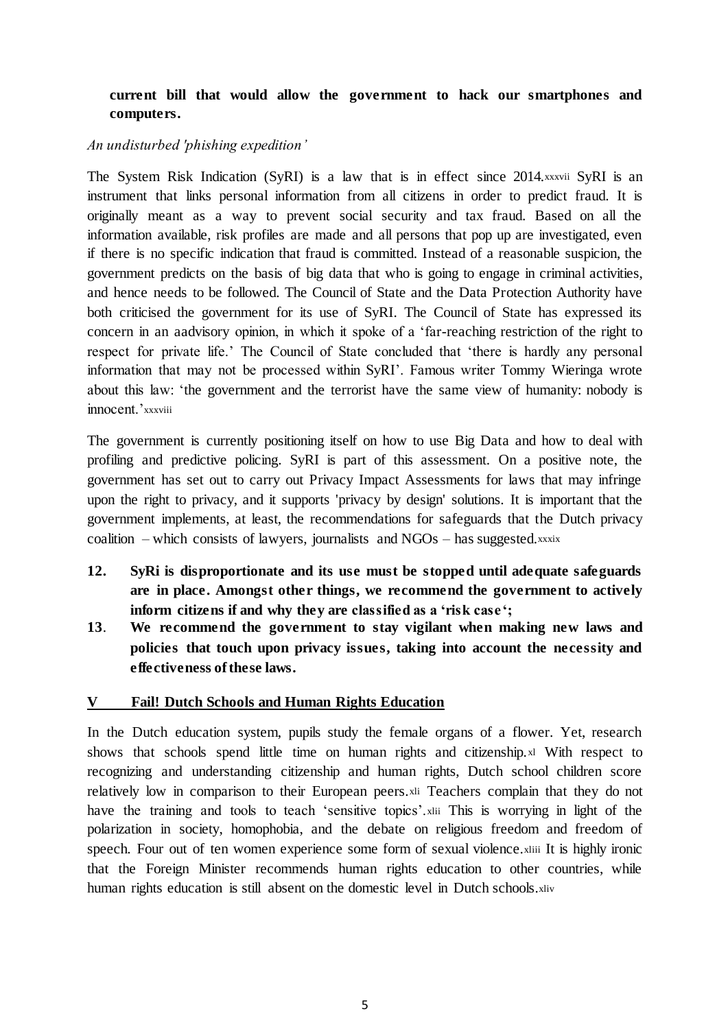**current bill that would allow the government to hack our smartphones and computers.**

*An undisturbed 'phishing expedition'*

The System Risk Indication (SyRI) is a law that is in effect since 2014.[xxxvii] SyRI is an instrument that links personal information from all citizens in order to predict fraud. It is originally meant as a way to prevent social security and tax fraud. Based on all the information available, risk profiles are made and all persons that pop up are investigated, even if there is no specific indication that fraud is committed. Instead of a reasonable suspicion, the government predicts on the basis of big data that who is going to engage in criminal activities, and hence needs to be followed. The Council of State and the Data Protection Authority have both criticised the government for its use of SyRI. The Council of State has expressed its concern in an aadvisory opinion, in which it spoke of a 'far-reaching restriction of the right to respect for private life.' The Council of State concluded that 'there is hardly any personal information that may not be processed within SyRI'. Famous writer Tommy Wieringa wrote about this law: 'the government and the terrorist have the same view of humanity: nobody is innocent.'[xxxviii]

The government is currently positioning itself on how to use Big Data and how to deal with profiling and predictive policing. SyRI is part of this assessment. On a positive note, the government has set out to carry out Privacy Impact Assessments for laws that may infringe upon the right to privacy, and it supports 'privacy by design' solutions. It is important that the government implements, at least, the recommendations for safeguards that the Dutch privacy coalition – which consists of lawyers, journalists and NGOs – has suggested.[xxxix]

12. **SyRi is disproportionate and its use must be stopped until adequate safeguards are in place. Amongst other things, we recommend the government to actively inform citizens if and why they are classified as a 'risk case';**
13. **We recommend the government to stay vigilant when making new laws and policies that touch upon privacy issues, taking into account the necessity and effectiveness of these laws.**

## V Fail! Dutch Schools and Human Rights Education

In the Dutch education system, pupils study the female organs of a flower. Yet, research shows that schools spend little time on human rights and citizenship.[xl] With respect to recognizing and understanding citizenship and human rights, Dutch school children score relatively low in comparison to their European peers.[xli] Teachers complain that they do not have the training and tools to teach 'sensitive topics'.[xlii] This is worrying in light of the polarization in society, homophobia, and the debate on religious freedom and freedom of speech. Four out of ten women experience some form of sexual violence.[xliii] It is highly ironic that the Foreign Minister recommends human rights education to other countries, while human rights education is still absent on the domestic level in Dutch schools.[xliv]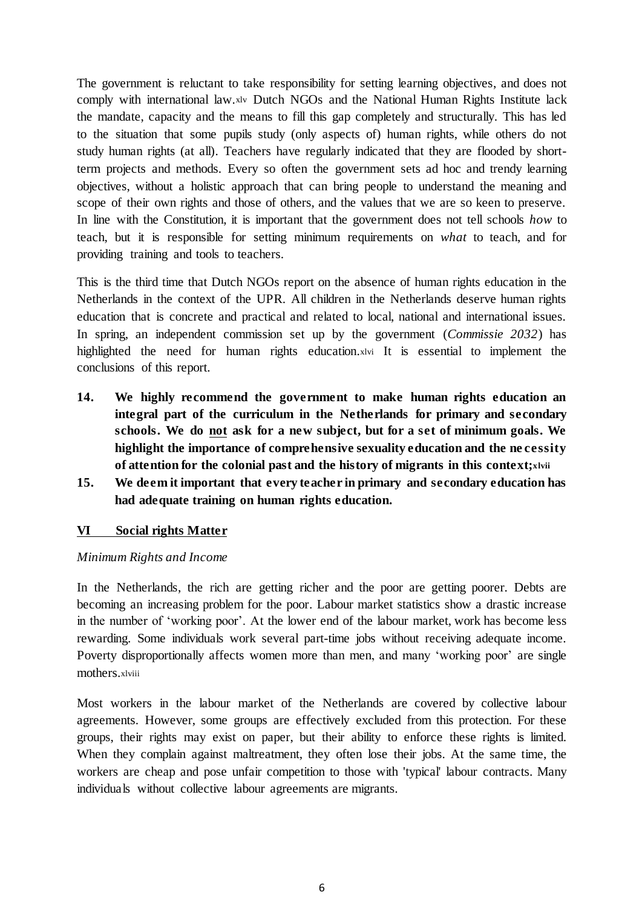The government is reluctant to take responsibility for setting learning objectives, and does not comply with international law.[xlv] Dutch NGOs and the National Human Rights Institute lack the mandate, capacity and the means to fill this gap completely and structurally. This has led to the situation that some pupils study (only aspects of) human rights, while others do not study human rights (at all). Teachers have regularly indicated that they are flooded by short-term projects and methods. Every so often the government sets ad hoc and trendy learning objectives, without a holistic approach that can bring people to understand the meaning and scope of their own rights and those of others, and the values that we are so keen to preserve. In line with the Constitution, it is important that the government does not tell schools *how* to teach, but it is responsible for setting minimum requirements on *what* to teach, and for providing training and tools to teachers.

This is the third time that Dutch NGOs report on the absence of human rights education in the Netherlands in the context of the UPR. All children in the Netherlands deserve human rights education that is concrete and practical and related to local, national and international issues. In spring, an independent commission set up by the government (*Commissie 2032*) has highlighted the need for human rights education.[xlvi] It is essential to implement the conclusions of this report.

14. **We highly recommend the government to make human rights education an integral part of the curriculum in the Netherlands for primary and secondary schools. We do <u>not</u> ask for a new subject, but for a set of minimum goals. We highlight the importance of comprehensive sexuality education and the necessity of attention for the colonial past and the history of migrants in this context;**[xlvii]
15. **We deem it important that every teacher in primary and secondary education has had adequate training on human rights education.**

## VI Social rights Matter

*Minimum Rights and Income*

In the Netherlands, the rich are getting richer and the poor are getting poorer. Debts are becoming an increasing problem for the poor. Labour market statistics show a drastic increase in the number of 'working poor'. At the lower end of the labour market, work has become less rewarding. Some individuals work several part-time jobs without receiving adequate income. Poverty disproportionally affects women more than men, and many 'working poor' are single mothers.[xlviii]

Most workers in the labour market of the Netherlands are covered by collective labour agreements. However, some groups are effectively excluded from this protection. For these groups, their rights may exist on paper, but their ability to enforce these rights is limited. When they complain against maltreatment, they often lose their jobs. At the same time, the workers are cheap and pose unfair competition to those with 'typical' labour contracts. Many individuals without collective labour agreements are migrants.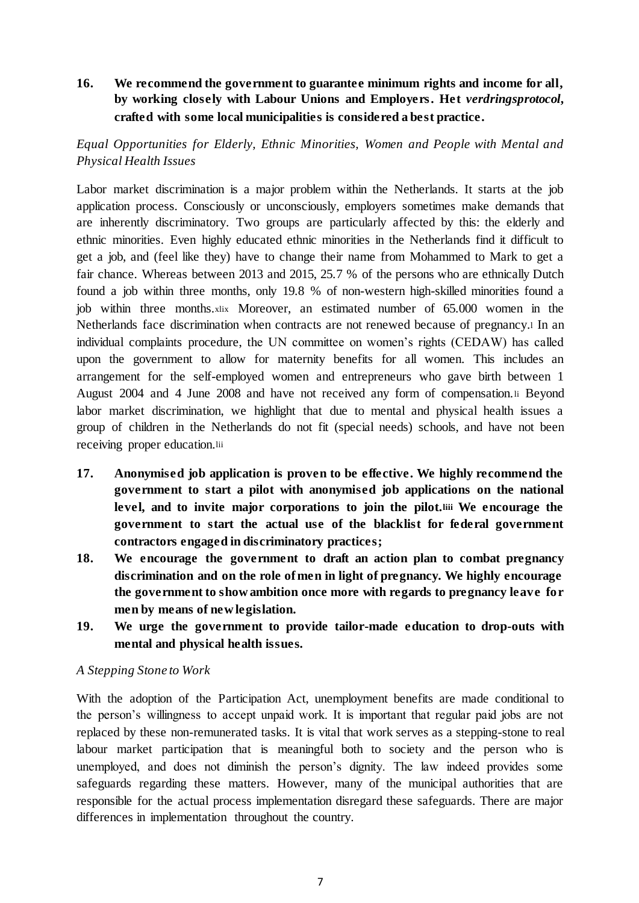**16. We recommend the government to guarantee minimum rights and income for all, by working closely with Labour Unions and Employers. Het *verdringsprotocol*, crafted with some local municipalities is considered a best practice.**

*Equal Opportunities for Elderly, Ethnic Minorities, Women and People with Mental and Physical Health Issues*

Labor market discrimination is a major problem within the Netherlands. It starts at the job application process. Consciously or unconsciously, employers sometimes make demands that are inherently discriminatory. Two groups are particularly affected by this: the elderly and ethnic minorities. Even highly educated ethnic minorities in the Netherlands find it difficult to get a job, and (feel like they) have to change their name from Mohammed to Mark to get a fair chance. Whereas between 2013 and 2015, 25.7 % of the persons who are ethnically Dutch found a job within three months, only 19.8 % of non-western high-skilled minorities found a job within three months.[xlix] Moreover, an estimated number of 65.000 women in the Netherlands face discrimination when contracts are not renewed because of pregnancy.[l] In an individual complaints procedure, the UN committee on women's rights (CEDAW) has called upon the government to allow for maternity benefits for all women. This includes an arrangement for the self-employed women and entrepreneurs who gave birth between 1 August 2004 and 4 June 2008 and have not received any form of compensation.[li] Beyond labor market discrimination, we highlight that due to mental and physical health issues a group of children in the Netherlands do not fit (special needs) schools, and have not been receiving proper education.[lii]

**17. Anonymised job application is proven to be effective. We highly recommend the government to start a pilot with anonymised job applications on the national level, and to invite major corporations to join the pilot.[liii] We encourage the government to start the actual use of the blacklist for federal government contractors engaged in discriminatory practices;**

**18. We encourage the government to draft an action plan to combat pregnancy discrimination and on the role of men in light of pregnancy. We highly encourage the government to show ambition once more with regards to pregnancy leave for men by means of new legislation.**

**19. We urge the government to provide tailor-made education to drop-outs with mental and physical health issues.**

*A Stepping Stone to Work*

With the adoption of the Participation Act, unemployment benefits are made conditional to the person's willingness to accept unpaid work. It is important that regular paid jobs are not replaced by these non-remunerated tasks. It is vital that work serves as a stepping-stone to real labour market participation that is meaningful both to society and the person who is unemployed, and does not diminish the person's dignity. The law indeed provides some safeguards regarding these matters. However, many of the municipal authorities that are responsible for the actual process implementation disregard these safeguards. There are major differences in implementation throughout the country.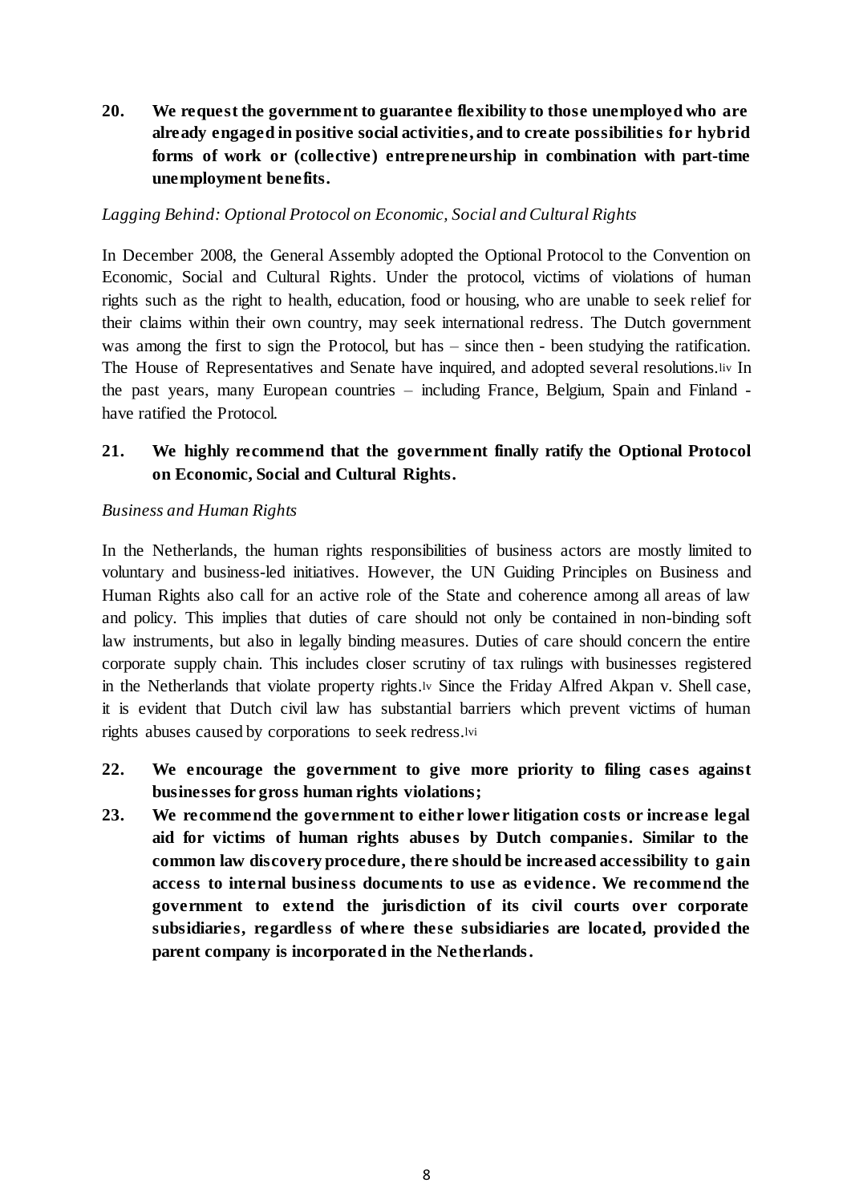**20. We request the government to guarantee flexibility to those unemployed who are already engaged in positive social activities, and to create possibilities for hybrid forms of work or (collective) entrepreneurship in combination with part-time unemployment benefits.**

*Lagging Behind: Optional Protocol on Economic, Social and Cultural Rights*

In December 2008, the General Assembly adopted the Optional Protocol to the Convention on Economic, Social and Cultural Rights. Under the protocol, victims of violations of human rights such as the right to health, education, food or housing, who are unable to seek relief for their claims within their own country, may seek international redress. The Dutch government was among the first to sign the Protocol, but has – since then - been studying the ratification. The House of Representatives and Senate have inquired, and adopted several resolutions.[liv] In the past years, many European countries – including France, Belgium, Spain and Finland - have ratified the Protocol.

**21. We highly recommend that the government finally ratify the Optional Protocol on Economic, Social and Cultural Rights.**

*Business and Human Rights*

In the Netherlands, the human rights responsibilities of business actors are mostly limited to voluntary and business-led initiatives. However, the UN Guiding Principles on Business and Human Rights also call for an active role of the State and coherence among all areas of law and policy. This implies that duties of care should not only be contained in non-binding soft law instruments, but also in legally binding measures. Duties of care should concern the entire corporate supply chain. This includes closer scrutiny of tax rulings with businesses registered in the Netherlands that violate property rights.[lv] Since the Friday Alfred Akpan v. Shell case, it is evident that Dutch civil law has substantial barriers which prevent victims of human rights abuses caused by corporations to seek redress.[lvi]

**22. We encourage the government to give more priority to filing cases against businesses for gross human rights violations;**

**23. We recommend the government to either lower litigation costs or increase legal aid for victims of human rights abuses by Dutch companies. Similar to the common law discovery procedure, there should be increased accessibility to gain access to internal business documents to use as evidence. We recommend the government to extend the jurisdiction of its civil courts over corporate subsidiaries, regardless of where these subsidiaries are located, provided the parent company is incorporated in the Netherlands.**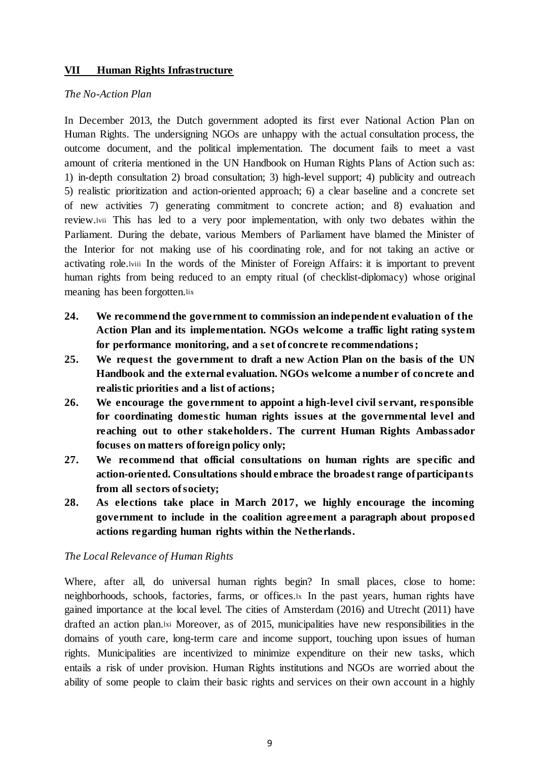## VII Human Rights Infrastructure

*The No-Action Plan*

In December 2013, the Dutch government adopted its first ever National Action Plan on Human Rights. The undersigning NGOs are unhappy with the actual consultation process, the outcome document, and the political implementation. The document fails to meet a vast amount of criteria mentioned in the UN Handbook on Human Rights Plans of Action such as: 1) in-depth consultation 2) broad consultation; 3) high-level support; 4) publicity and outreach 5) realistic prioritization and action-oriented approach; 6) a clear baseline and a concrete set of new activities 7) generating commitment to concrete action; and 8) evaluation and review.[lvii] This has led to a very poor implementation, with only two debates within the Parliament. During the debate, various Members of Parliament have blamed the Minister of the Interior for not making use of his coordinating role, and for not taking an active or activating role.[lviii] In the words of the Minister of Foreign Affairs: it is important to prevent human rights from being reduced to an empty ritual (of checklist-diplomacy) whose original meaning has been forgotten.[lix]

24. **We recommend the government to commission an independent evaluation of the Action Plan and its implementation. NGOs welcome a traffic light rating system for performance monitoring, and a set of concrete recommendations;**
25. **We request the government to draft a new Action Plan on the basis of the UN Handbook and the external evaluation. NGOs welcome a number of concrete and realistic priorities and a list of actions;**
26. **We encourage the government to appoint a high-level civil servant, responsible for coordinating domestic human rights issues at the governmental level and reaching out to other stakeholders. The current Human Rights Ambassador focuses on matters of foreign policy only;**
27. **We recommend that official consultations on human rights are specific and action-oriented. Consultations should embrace the broadest range of participants from all sectors of society;**
28. **As elections take place in March 2017, we highly encourage the incoming government to include in the coalition agreement a paragraph about proposed actions regarding human rights within the Netherlands.**

*The Local Relevance of Human Rights*

Where, after all, do universal human rights begin? In small places, close to home: neighborhoods, schools, factories, farms, or offices.[lx] In the past years, human rights have gained importance at the local level. The cities of Amsterdam (2016) and Utrecht (2011) have drafted an action plan.[lxi] Moreover, as of 2015, municipalities have new responsibilities in the domains of youth care, long-term care and income support, touching upon issues of human rights. Municipalities are incentivized to minimize expenditure on their new tasks, which entails a risk of under provision. Human Rights institutions and NGOs are worried about the ability of some people to claim their basic rights and services on their own account in a highly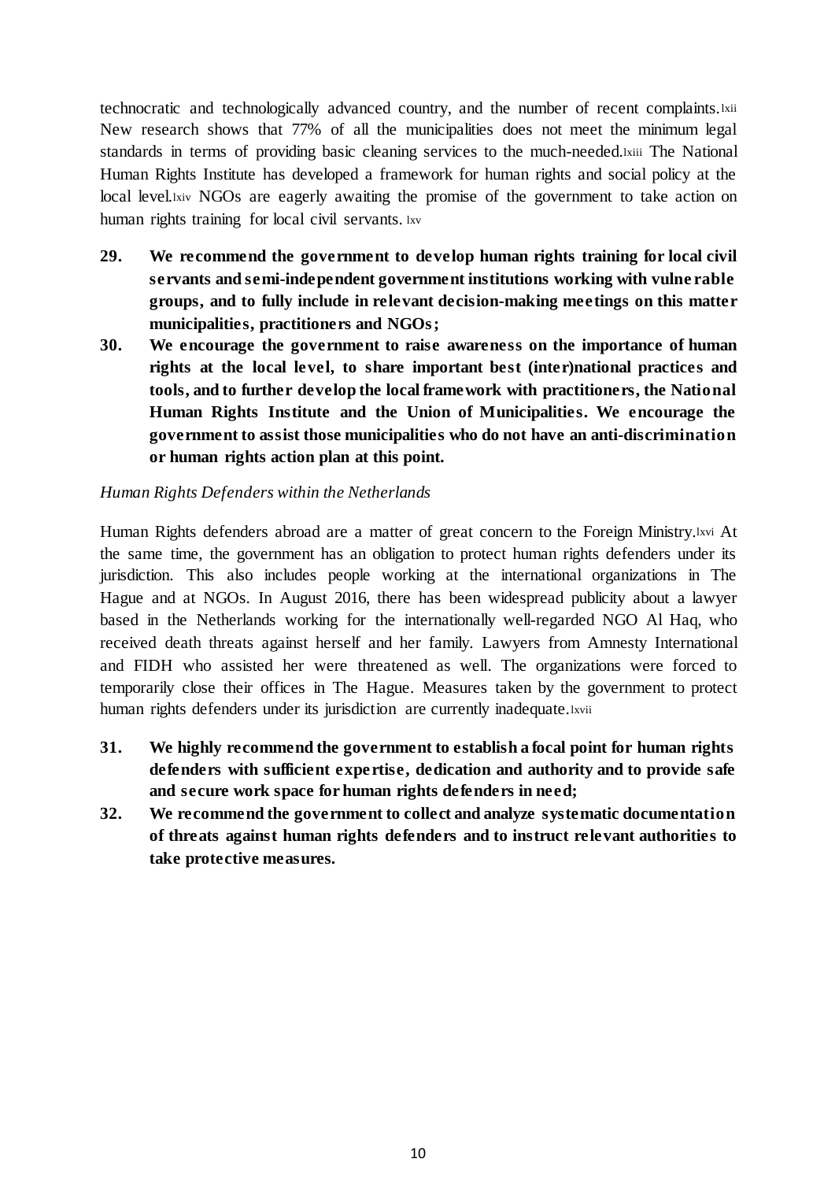technocratic and technologically advanced country, and the number of recent complaints.[lxii] New research shows that 77% of all the municipalities does not meet the minimum legal standards in terms of providing basic cleaning services to the much-needed.[lxiii] The National Human Rights Institute has developed a framework for human rights and social policy at the local level.[lxiv] NGOs are eagerly awaiting the promise of the government to take action on human rights training for local civil servants.[lxv]

**29. We recommend the government to develop human rights training for local civil servants and semi-independent government institutions working with vulnerable groups, and to fully include in relevant decision-making meetings on this matter municipalities, practitioners and NGOs;**

**30. We encourage the government to raise awareness on the importance of human rights at the local level, to share important best (inter)national practices and tools, and to further develop the local framework with practitioners, the National Human Rights Institute and the Union of Municipalities. We encourage the government to assist those municipalities who do not have an anti-discrimination or human rights action plan at this point.**

*Human Rights Defenders within the Netherlands*

Human Rights defenders abroad are a matter of great concern to the Foreign Ministry.[lxvi] At the same time, the government has an obligation to protect human rights defenders under its jurisdiction. This also includes people working at the international organizations in The Hague and at NGOs. In August 2016, there has been widespread publicity about a lawyer based in the Netherlands working for the internationally well-regarded NGO Al Haq, who received death threats against herself and her family. Lawyers from Amnesty International and FIDH who assisted her were threatened as well. The organizations were forced to temporarily close their offices in The Hague. Measures taken by the government to protect human rights defenders under its jurisdiction are currently inadequate.[lxvii]

**31. We highly recommend the government to establish a focal point for human rights defenders with sufficient expertise, dedication and authority and to provide safe and secure work space for human rights defenders in need;**

**32. We recommend the government to collect and analyze systematic documentation of threats against human rights defenders and to instruct relevant authorities to take protective measures.**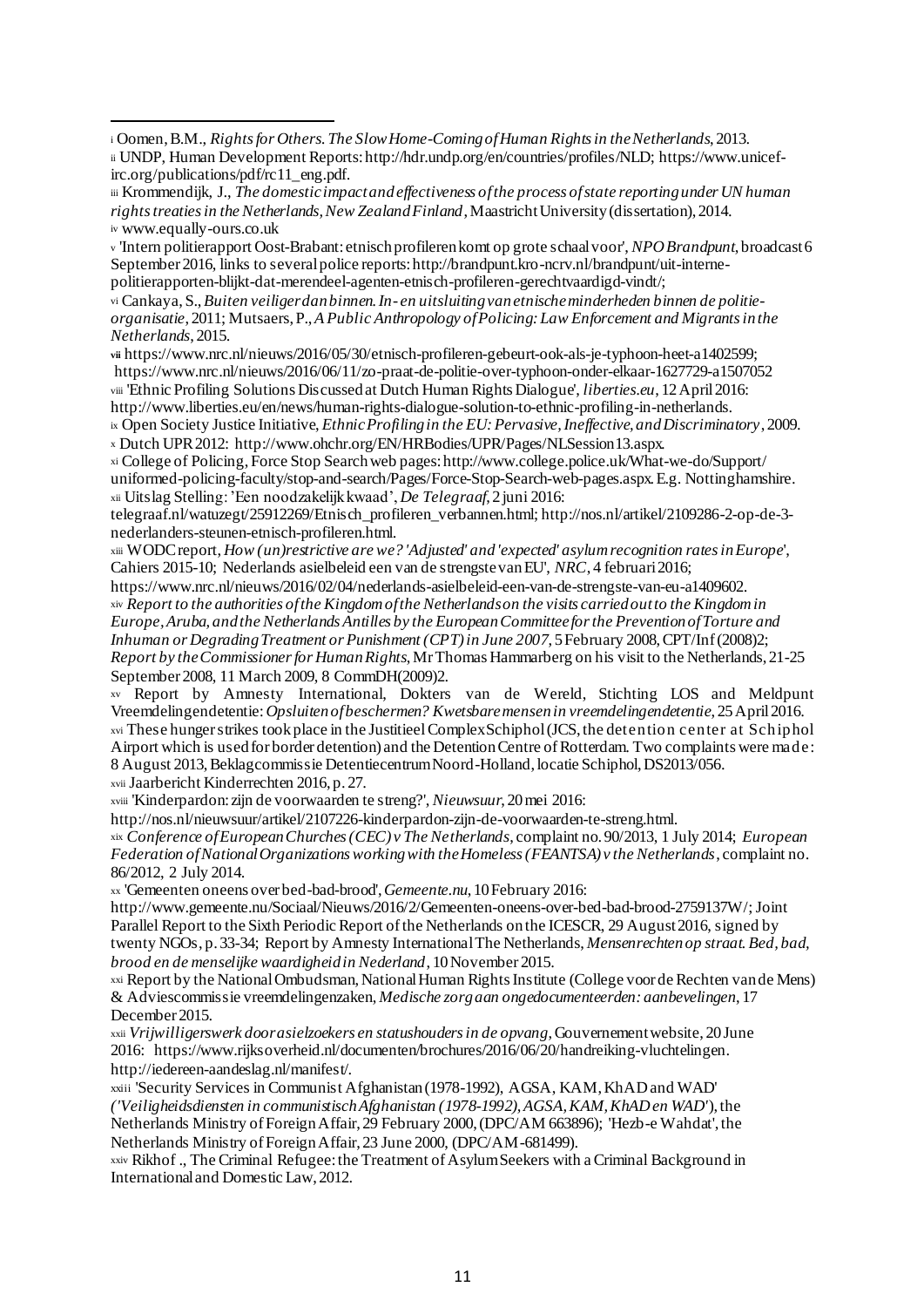[i] Oomen, B.M., *Rights for Others. The Slow Home-Coming of Human Rights in the Netherlands*, 2013.
[ii] UNDP, Human Development Reports: http://hdr.undp.org/en/countries/profiles/NLD; https://www.unicef-irc.org/publications/pdf/rc11_eng.pdf.
[iii] Krommendijk, J., *The domestic impact and effectiveness of the process of state reporting under UN human rights treaties in the Netherlands, New Zealand Finland*, Maastricht University (dissertation), 2014.
[iv] www.equally-ours.co.uk
[v] 'Intern politierapport Oost-Brabant: etnisch profileren komt op grote schaal voor', *NPO Brandpunt*, broadcast 6 September 2016, links to several police reports: http://brandpunt.kro-ncrv.nl/brandpunt/uit-interne-politierapporten-blijkt-dat-merendeel-agenten-etnisch-profileren-gerechtvaardigd-vindt/;
[vi] Cankaya, S., *Buiten veiliger dan binnen. In- en uitsluiting van etnische minderheden binnen de politie-organisatie*, 2011; Mutsaers, P., *A Public Anthropology of Policing: Law Enforcement and Migrants in the Netherlands*, 2015.
[vii] https://www.nrc.nl/nieuws/2016/05/30/etnisch-profileren-gebeurt-ook-als-je-typhoon-heet-a1402599; https://www.nrc.nl/nieuws/2016/06/11/zo-praat-de-politie-over-typhoon-onder-elkaar-1627729-a1507052
[viii] 'Ethnic Profiling Solutions Discussed at Dutch Human Rights Dialogue', *liberties.eu*, 12 April 2016: http://www.liberties.eu/en/news/human-rights-dialogue-solution-to-ethnic-profiling-in-netherlands.
[ix] Open Society Justice Initiative, *Ethnic Profiling in the EU: Pervasive, Ineffective, and Discriminatory*, 2009.
[x] Dutch UPR 2012: http://www.ohchr.org/EN/HRBodies/UPR/Pages/NLSession13.aspx.
[xi] College of Policing, Force Stop Search web pages: http://www.college.police.uk/What-we-do/Support/uniformed-policing-faculty/stop-and-search/Pages/Force-Stop-Search-web-pages.aspx. E.g. Nottinghamshire.
[xii] Uitslag Stelling: 'Een noodzakelijk kwaad', *De Telegraaf*, 2 juni 2016: telegraaf.nl/watuzegt/25912269/Etnisch_profileren_verbannen.html; http://nos.nl/artikel/2109286-2-op-de-3-nederlanders-steunen-etnisch-profileren.html.
[xiii] WODC report, *How (un)restrictive are we? 'Adjusted' and 'expected' asylum recognition rates in Europe*', Cahiers 2015-10; Nederlands asielbeleid een van de strengste van EU', *NRC*, 4 februari 2016; https://www.nrc.nl/nieuws/2016/02/04/nederlands-asielbeleid-een-van-de-strengste-van-eu-a1409602.
[xiv] *Report to the authorities of the Kingdom of the Netherlands on the visits carried out to the Kingdom in Europe, Aruba, and the Netherlands Antilles by the European Committee for the Prevention of Torture and Inhuman or Degrading Treatment or Punishment (CPT) in June 2007*, 5 February 2008, CPT/Inf (2008)2; *Report by the Commissioner for Human Rights*, Mr Thomas Hammarberg on his visit to the Netherlands, 21-25 September 2008, 11 March 2009, 8 CommDH(2009)2.
[xv] Report by Amnesty International, Dokters van de Wereld, Stichting LOS and Meldpunt Vreemdelingendetentie: *Opsluiten of beschermen? Kwetsbare mensen in vreemdelingendetentie*, 25 April 2016.
[xvi] These hunger strikes took place in the Justitieel Complex Schiphol (JCS, the detention center at Schiphol Airport which is used for border detention) and the Detention Centre of Rotterdam. Two complaints were made: 8 August 2013, Beklagcommissie Detentiecentrum Noord-Holland, locatie Schiphol, DS2013/056.
[xvii] Jaarbericht Kinderrechten 2016, p. 27.
[xviii] 'Kinderpardon: zijn de voorwaarden te streng?', *Nieuwsuur*, 20 mei 2016: http://nos.nl/nieuwsuur/artikel/2107226-kinderpardon-zijn-de-voorwaarden-te-streng.html.
[xix] *Conference of European Churches (CEC) v The Netherlands*, complaint no. 90/2013, 1 July 2014; *European Federation of National Organizations working with the Homeless (FEANTSA) v the Netherlands*, complaint no. 86/2012, 2 July 2014.
[xx] 'Gemeenten oneens over bed-bad-brood', *Gemeente.nu*, 10 February 2016: http://www.gemeente.nu/Sociaal/Nieuws/2016/2/Gemeenten-oneens-over-bed-bad-brood-2759137W/; Joint Parallel Report to the Sixth Periodic Report of the Netherlands on the ICESCR, 29 August 2016, signed by twenty NGOs, p. 33-34; Report by Amnesty International The Netherlands, *Mensenrechten op straat. Bed, bad, brood en de menselijke waardigheid in Nederland*, 10 November 2015.
[xxi] Report by the National Ombudsman, National Human Rights Institute (College voor de Rechten van de Mens) & Adviescommissie vreemdelingenzaken, *Medische zorg aan ongedocumenteerden: aanbevelingen*, 17 December 2015.
[xxii] *Vrijwilligerswerk door asielzoekers en statushouders in de opvang*, Gouvernement website, 20 June 2016: https://www.rijksoverheid.nl/documenten/brochures/2016/06/20/handreiking-vluchtelingen. http://iedereen-aandeslag.nl/manifest/.
[xxiii] 'Security Services in Communist Afghanistan (1978-1992), AGSA, KAM, KhAD and WAD' *('Veiligheidsdiensten in communistisch Afghanistan (1978-1992), AGSA, KAM, KhAD en WAD'*), the Netherlands Ministry of Foreign Affair, 29 February 2000, (DPC/AM 663896); 'Hezb-e Wahdat', the Netherlands Ministry of Foreign Affair, 23 June 2000, (DPC/AM-681499).
[xxiv] Rikhof ., The Criminal Refugee: the Treatment of Asylum Seekers with a Criminal Background in International and Domestic Law, 2012.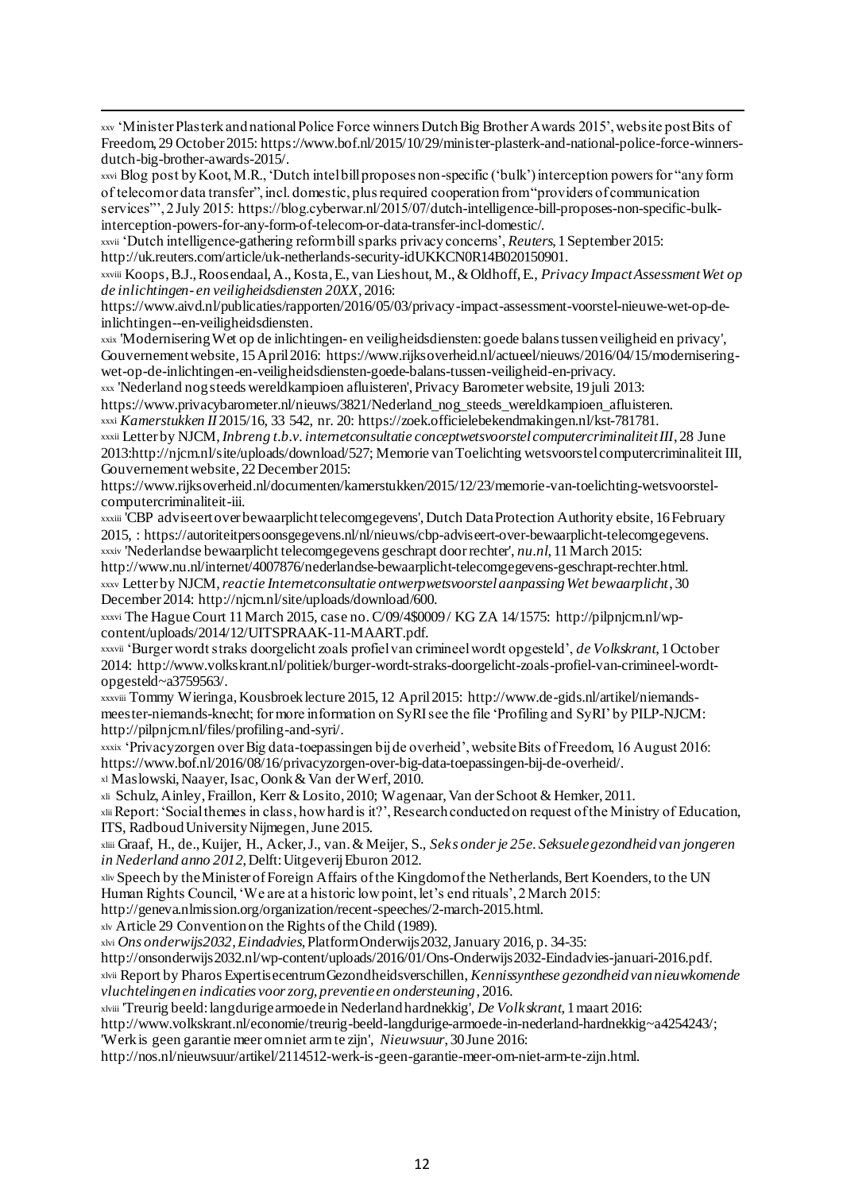xxv 'Minister Plasterk and national Police Force winners Dutch Big Brother Awards 2015', website post Bits of Freedom, 29 October 2015: https://www.bof.nl/2015/10/29/minister-plasterk-and-national-police-force-winners-dutch-big-brother-awards-2015/.

xxvi Blog post by Koot, M.R., 'Dutch intel bill proposes non-specific ('bulk') interception powers for "any form of telecom or data transfer", incl. domestic, plus required cooperation from "providers of communication services"', 2 July 2015: https://blog.cyberwar.nl/2015/07/dutch-intelligence-bill-proposes-non-specific-bulk-interception-powers-for-any-form-of-telecom-or-data-transfer-incl-domestic/.

xxvii 'Dutch intelligence-gathering reform bill sparks privacy concerns', *Reuters*, 1 September 2015: http://uk.reuters.com/article/uk-netherlands-security-idUKKCN0R14B020150901.

xxviii Koops, B.J., Roosendaal, A., Kosta, E., van Lieshout, M., & Oldhoff, E., *Privacy Impact Assessment Wet op de inlichtingen- en veiligheidsdiensten 20XX*, 2016: https://www.aivd.nl/publicaties/rapporten/2016/05/03/privacy-impact-assessment-voorstel-nieuwe-wet-op-de-inlichtingen--en-veiligheidsdiensten.

xxix 'Modernisering Wet op de inlichtingen- en veiligheidsdiensten: goede balans tussen veiligheid en privacy', Gouvernement website, 15 April 2016: https://www.rijksoverheid.nl/actueel/nieuws/2016/04/15/modernisering-wet-op-de-inlichtingen-en-veiligheidsdiensten-goede-balans-tussen-veiligheid-en-privacy.

xxx 'Nederland nog steeds wereldkampioen afluisteren', Privacy Barometer website, 19 juli 2013: https://www.privacybarometer.nl/nieuws/3821/Nederland_nog_steeds_wereldkampioen_afluisteren.

xxxi *Kamerstukken II* 2015/16, 33 542, nr. 20: https://zoek.officielebekendmakingen.nl/kst-781781.

xxxii Letter by NJCM, *Inbreng t.b.v. internetconsultatie conceptwetsvoorstel computercriminaliteit III*, 28 June 2013:http://njcm.nl/site/uploads/download/527; Memorie van Toelichting wetsvoorstel computercriminaliteit III, Gouvernement website, 22 December 2015: https://www.rijksoverheid.nl/documenten/kamerstukken/2015/12/23/memorie-van-toelichting-wetsvoorstel-computercriminaliteit-iii.

xxxiii 'CBP adviseert over bewaarplicht telecomgegevens', Dutch Data Protection Authority ebsite, 16 February 2015, : https://autoriteitpersoonsgegevens.nl/nl/nieuws/cbp-adviseert-over-bewaarplicht-telecomgegevens.

xxxiv 'Nederlandse bewaarplicht telecomgegevens geschrapt door rechter', *nu.nl*, 11 March 2015: http://www.nu.nl/internet/4007876/nederlandse-bewaarplicht-telecomgegevens-geschrapt-rechter.html.

xxxv Letter by NJCM, *reactie Internetconsultatie ontwerpwetsvoorstel aanpassing Wet bewaarplicht*, 30 December 2014: http://njcm.nl/site/uploads/download/600.

xxxvi The Hague Court 11 March 2015, case no. C/09/4$0009 / KG ZA 14/1575: http://pilpnjcm.nl/wp-content/uploads/2014/12/UITSPRAAK-11-MAART.pdf.

xxxvii 'Burger wordt straks doorgelicht zoals profiel van crimineel wordt opgesteld', *de Volkskrant*, 1 October 2014: http://www.volkskrant.nl/politiek/burger-wordt-straks-doorgelicht-zoals-profiel-van-crimineel-wordt-opgesteld~a3759563/.

xxxviii Tommy Wieringa, Kousbroek lecture 2015, 12 April 2015: http://www.de-gids.nl/artikel/niemands-meester-niemands-knecht; for more information on SyRI see the file 'Profiling and SyRI' by PILP-NJCM: http://pilpnjcm.nl/files/profiling-and-syri/.

xxxix 'Privacyzorgen over Big data-toepassingen bij de overheid', website Bits of Freedom, 16 August 2016: https://www.bof.nl/2016/08/16/privacyzorgen-over-big-data-toepassingen-bij-de-overheid/.

xl Maslowski, Naayer, Isac, Oonk & Van der Werf, 2010.

xli Schulz, Ainley, Fraillon, Kerr & Losito, 2010; Wagenaar, Van der Schoot & Hemker, 2011.

xlii Report: 'Social themes in class, how hard is it?', Research conducted on request of the Ministry of Education, ITS, Radboud University Nijmegen, June 2015.

xliii Graaf, H., de., Kuijer, H., Acker, J., van. & Meijer, S., *Seks onder je 25e. Seksuele gezondheid van jongeren in Nederland anno 2012*, Delft: Uitgeverij Eburon 2012.

xliv Speech by the Minister of Foreign Affairs of the Kingdom of the Netherlands, Bert Koenders, to the UN Human Rights Council, 'We are at a historic low point, let's end rituals', 2 March 2015: http://geneva.nlmission.org/organization/recent-speeches/2-march-2015.html.

xlv Article 29 Convention on the Rights of the Child (1989).

xlvi *Ons onderwijs2032, Eindadvies*, Platform Onderwijs2032, January 2016, p. 34-35: http://onsonderwijs2032.nl/wp-content/uploads/2016/01/Ons-Onderwijs2032-Eindadvies-januari-2016.pdf.

xlvii Report by Pharos Expertisecentrum Gezondheidsverschillen, *Kennissynthese gezondheid van nieuwkomende vluchtelingen en indicaties voor zorg, preventie en ondersteuning*, 2016.

xlviii 'Treurig beeld: langdurige armoede in Nederland hardnekkig', *De Volkskrant*, 1 maart 2016: http://www.volkskrant.nl/economie/treurig-beeld-langdurige-armoede-in-nederland-hardnekkig~a4254243/; 'Werk is geen garantie meer om niet arm te zijn', *Nieuwsuur*, 30 June 2016: http://nos.nl/nieuwsuur/artikel/2114512-werk-is-geen-garantie-meer-om-niet-arm-te-zijn.html.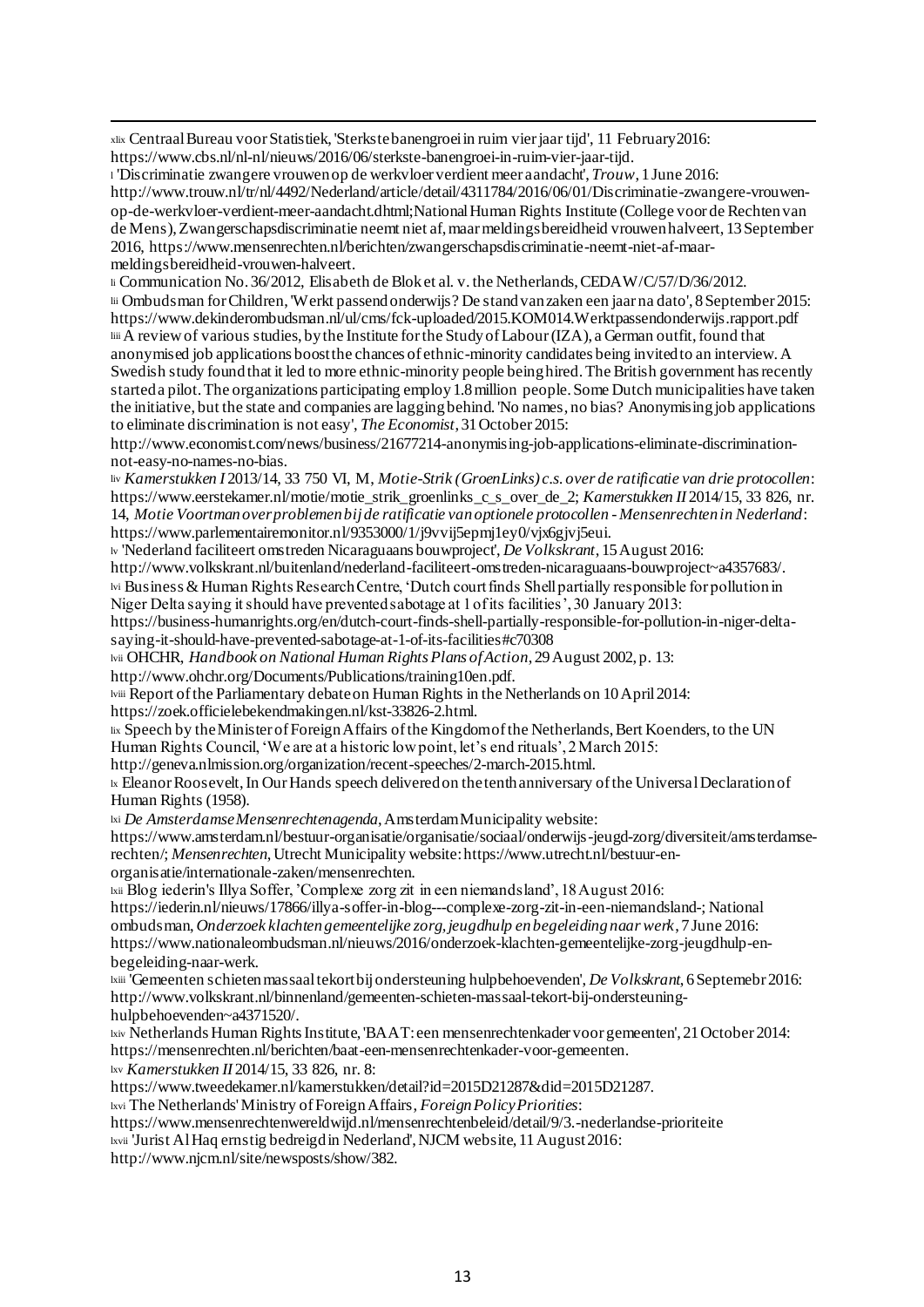[xlix] Centraal Bureau voor Statistiek, 'Sterkste banengroei in ruim vier jaar tijd', 11 February 2016: https://www.cbs.nl/nl-nl/nieuws/2016/06/sterkste-banengroei-in-ruim-vier-jaar-tijd.

[l] 'Discriminatie zwangere vrouwen op de werkvloer verdient meer aandacht', *Trouw*, 1 June 2016: http://www.trouw.nl/tr/nl/4492/Nederland/article/detail/4311784/2016/06/01/Discriminatie-zwangere-vrouwen-op-de-werkvloer-verdient-meer-aandacht.dhtml; National Human Rights Institute (College voor de Rechten van de Mens), Zwangerschapsdiscriminatie neemt niet af, maar meldingsbereidheid vrouwen halveert, 13 September 2016, https://www.mensenrechten.nl/berichten/zwangerschapsdiscriminatie-neemt-niet-af-maar-meldingsbereidheid-vrouwen-halveert.

[li] Communication No. 36/2012, Elisabeth de Blok et al. v. the Netherlands, CEDAW/C/57/D/36/2012.

[lii] Ombudsman for Children, 'Werkt passend onderwijs? De stand van zaken een jaar na dato', 8 September 2015: https://www.dekinderombudsman.nl/ul/cms/fck-uploaded/2015.KOM014.Werktpassendonderwijs.rapport.pdf

[liii] A review of various studies, by the Institute for the Study of Labour (IZA), a German outfit, found that anonymised job applications boost the chances of ethnic-minority candidates being invited to an interview. A Swedish study found that it led to more ethnic-minority people being hired. The British government has recently started a pilot. The organizations participating employ 1.8 million people. Some Dutch municipalities have taken the initiative, but the state and companies are lagging behind. 'No names, no bias? Anonymising job applications to eliminate discrimination is not easy', *The Economist*, 31 October 2015: http://www.economist.com/news/business/21677214-anonymising-job-applications-eliminate-discrimination-not-easy-no-names-no-bias.

[liv] *Kamerstukken I* 2013/14, 33 750 VI, M, *Motie-Strik (GroenLinks) c.s. over de ratificatie van drie protocollen*: https://www.eerstekamer.nl/motie/motie_strik_groenlinks_c_s_over_de_2; *Kamerstukken II* 2014/15, 33 826, nr. 14, *Motie Voortman over problemen bij de ratificatie van optionele protocollen - Mensenrechten in Nederland*: https://www.parlementairemonitor.nl/9353000/1/j9vvij5epmj1ey0/vjx6gjvj5eui.

[lv] 'Nederland faciliteert omstreden Nicaraguaans bouwproject', *De Volkskrant*, 15 August 2016: http://www.volkskrant.nl/buitenland/nederland-faciliteert-omstreden-nicaraguaans-bouwproject~a4357683/.

[lvi] Business & Human Rights Research Centre, 'Dutch court finds Shell partially responsible for pollution in Niger Delta saying it should have prevented sabotage at 1 of its facilities', 30 January 2013: https://business-humanrights.org/en/dutch-court-finds-shell-partially-responsible-for-pollution-in-niger-delta-saying-it-should-have-prevented-sabotage-at-1-of-its-facilities#c70308

[lvii] OHCHR, *Handbook on National Human Rights Plans of Action*, 29 August 2002, p. 13: http://www.ohchr.org/Documents/Publications/training10en.pdf.

[lviii] Report of the Parliamentary debate on Human Rights in the Netherlands on 10 April 2014: https://zoek.officielebekendmakingen.nl/kst-33826-2.html.

[lix] Speech by the Minister of Foreign Affairs of the Kingdom of the Netherlands, Bert Koenders, to the UN Human Rights Council, 'We are at a historic low point, let's end rituals', 2 March 2015: http://geneva.nlmission.org/organization/recent-speeches/2-march-2015.html.

[lx] Eleanor Roosevelt, In Our Hands speech delivered on the tenth anniversary of the Universal Declaration of Human Rights (1958).

[lxi] *De Amsterdamse Mensenrechtenagenda*, Amsterdam Municipality website: https://www.amsterdam.nl/bestuur-organisatie/organisatie/sociaal/onderwijs-jeugd-zorg/diversiteit/amsterdamse-rechten/; *Mensenrechten*, Utrecht Municipality website: https://www.utrecht.nl/bestuur-en-organisatie/internationale-zaken/mensenrechten.

[lxii] Blog iederin's Illya Soffer, 'Complexe zorg zit in een niemandsland', 18 August 2016: https://iederin.nl/nieuws/17866/illya-soffer-in-blog---complexe-zorg-zit-in-een-niemandsland-; National ombudsman, *Onderzoek klachten gemeentelijke zorg, jeugdhulp en begeleiding naar werk*, 7 June 2016: https://www.nationaleombudsman.nl/nieuws/2016/onderzoek-klachten-gemeentelijke-zorg-jeugdhulp-en-begeleiding-naar-werk.

[lxiii] 'Gemeenten schieten massaal tekort bij ondersteuning hulpbehoevenden', *De Volkskrant*, 6 Septemebr 2016: http://www.volkskrant.nl/binnenland/gemeenten-schieten-massaal-tekort-bij-ondersteuning-hulpbehoevenden~a4371520/.

[lxiv] Netherlands Human Rights Institute, 'BAAT: een mensenrechtenkader voor gemeenten', 21 October 2014: https://mensenrechten.nl/berichten/baat-een-mensenrechtenkader-voor-gemeenten.

[lxv] *Kamerstukken II* 2014/15, 33 826, nr. 8: https://www.tweedekamer.nl/kamerstukken/detail?id=2015D21287&did=2015D21287.

[lxvi] The Netherlands' Ministry of Foreign Affairs, *Foreign Policy Priorities*: https://www.mensenrechtenwereldwijd.nl/mensenrechtenbeleid/detail/9/3.-nederlandse-prioriteite

[lxvii] 'Jurist Al Haq ernstig bedreigd in Nederland', NJCM website, 11 August 2016: http://www.njcm.nl/site/newsposts/show/382.